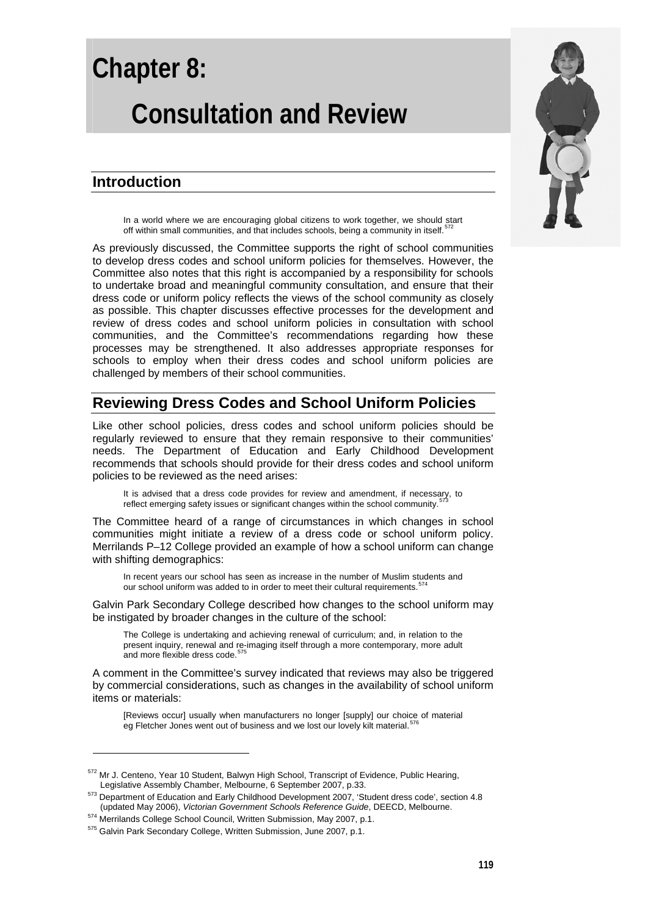# Chapter 8:

# Consultation and Review

## Introduction

> In a world where we are encouraging global citizens to work together, we should start off within small communities, and that includes schools, being a community in itself.[572]

As previously discussed, the Committee supports the right of school communities to develop dress codes and school uniform policies for themselves. However, the Committee also notes that this right is accompanied by a responsibility for schools to undertake broad and meaningful community consultation, and ensure that their dress code or uniform policy reflects the views of the school community as closely as possible. This chapter discusses effective processes for the development and review of dress codes and school uniform policies in consultation with school communities, and the Committee's recommendations regarding how these processes may be strengthened. It also addresses appropriate responses for schools to employ when their dress codes and school uniform policies are challenged by members of their school communities.

## Reviewing Dress Codes and School Uniform Policies

Like other school policies, dress codes and school uniform policies should be regularly reviewed to ensure that they remain responsive to their communities' needs. The Department of Education and Early Childhood Development recommends that schools should provide for their dress codes and school uniform policies to be reviewed as the need arises:

> It is advised that a dress code provides for review and amendment, if necessary, to reflect emerging safety issues or significant changes within the school community.[573]

The Committee heard of a range of circumstances in which changes in school communities might initiate a review of a dress code or school uniform policy. Merrilands P–12 College provided an example of how a school uniform can change with shifting demographics:

> In recent years our school has seen as increase in the number of Muslim students and our school uniform was added to in order to meet their cultural requirements.[574]

Galvin Park Secondary College described how changes to the school uniform may be instigated by broader changes in the culture of the school:

> The College is undertaking and achieving renewal of curriculum; and, in relation to the present inquiry, renewal and re-imaging itself through a more contemporary, more adult and more flexible dress code.[575]

A comment in the Committee's survey indicated that reviews may also be triggered by commercial considerations, such as changes in the availability of school uniform items or materials:

> [Reviews occur] usually when manufacturers no longer [supply] our choice of material eg Fletcher Jones went out of business and we lost our lovely kilt material.[576]

---

[572] Mr J. Centeno, Year 10 Student, Balwyn High School, Transcript of Evidence, Public Hearing, Legislative Assembly Chamber, Melbourne, 6 September 2007, p.33.

[573] Department of Education and Early Childhood Development 2007, 'Student dress code', section 4.8 (updated May 2006), *Victorian Government Schools Reference Guide*, DEECD, Melbourne.

[574] Merrilands College School Council, Written Submission, May 2007, p.1.

[575] Galvin Park Secondary College, Written Submission, June 2007, p.1.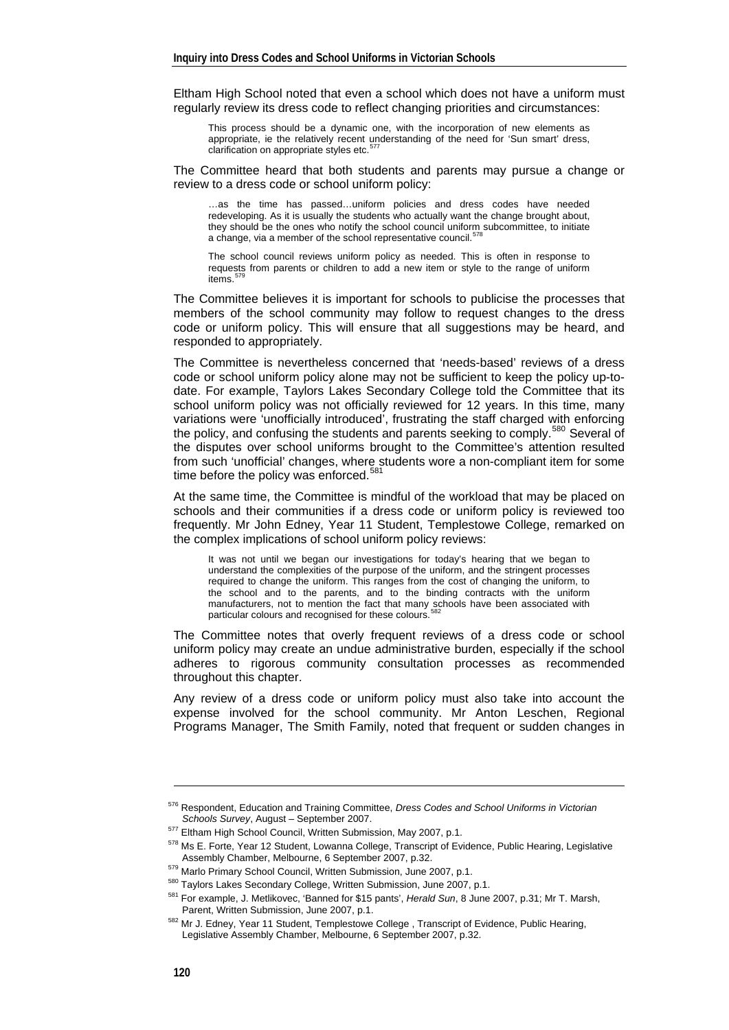Eltham High School noted that even a school which does not have a uniform must regularly review its dress code to reflect changing priorities and circumstances:

> This process should be a dynamic one, with the incorporation of new elements as appropriate, ie the relatively recent understanding of the need for 'Sun smart' dress, clarification on appropriate styles etc.[577]

The Committee heard that both students and parents may pursue a change or review to a dress code or school uniform policy:

> …as the time has passed…uniform policies and dress codes have needed redeveloping. As it is usually the students who actually want the change brought about, they should be the ones who notify the school council uniform subcommittee, to initiate a change, via a member of the school representative council.[578]

> The school council reviews uniform policy as needed. This is often in response to requests from parents or children to add a new item or style to the range of uniform items.[579]

The Committee believes it is important for schools to publicise the processes that members of the school community may follow to request changes to the dress code or uniform policy. This will ensure that all suggestions may be heard, and responded to appropriately.

The Committee is nevertheless concerned that 'needs-based' reviews of a dress code or school uniform policy alone may not be sufficient to keep the policy up-to-date. For example, Taylors Lakes Secondary College told the Committee that its school uniform policy was not officially reviewed for 12 years. In this time, many variations were 'unofficially introduced', frustrating the staff charged with enforcing the policy, and confusing the students and parents seeking to comply.[580] Several of the disputes over school uniforms brought to the Committee's attention resulted from such 'unofficial' changes, where students wore a non-compliant item for some time before the policy was enforced.[581]

At the same time, the Committee is mindful of the workload that may be placed on schools and their communities if a dress code or uniform policy is reviewed too frequently. Mr John Edney, Year 11 Student, Templestowe College, remarked on the complex implications of school uniform policy reviews:

> It was not until we began our investigations for today's hearing that we began to understand the complexities of the purpose of the uniform, and the stringent processes required to change the uniform. This ranges from the cost of changing the uniform, to the school and to the parents, and to the binding contracts with the uniform manufacturers, not to mention the fact that many schools have been associated with particular colours and recognised for these colours.[582]

The Committee notes that overly frequent reviews of a dress code or school uniform policy may create an undue administrative burden, especially if the school adheres to rigorous community consultation processes as recommended throughout this chapter.

Any review of a dress code or uniform policy must also take into account the expense involved for the school community. Mr Anton Leschen, Regional Programs Manager, The Smith Family, noted that frequent or sudden changes in

---

576 Respondent, Education and Training Committee, *Dress Codes and School Uniforms in Victorian Schools Survey*, August – September 2007.

577 Eltham High School Council, Written Submission, May 2007, p.1.

578 Ms E. Forte, Year 12 Student, Lowanna College, Transcript of Evidence, Public Hearing, Legislative Assembly Chamber, Melbourne, 6 September 2007, p.32.

579 Marlo Primary School Council, Written Submission, June 2007, p.1.

580 Taylors Lakes Secondary College, Written Submission, June 2007, p.1.

581 For example, J. Metlikovec, 'Banned for $15 pants', *Herald Sun*, 8 June 2007, p.31; Mr T. Marsh, Parent, Written Submission, June 2007, p.1.

582 Mr J. Edney, Year 11 Student, Templestowe College , Transcript of Evidence, Public Hearing, Legislative Assembly Chamber, Melbourne, 6 September 2007, p.32.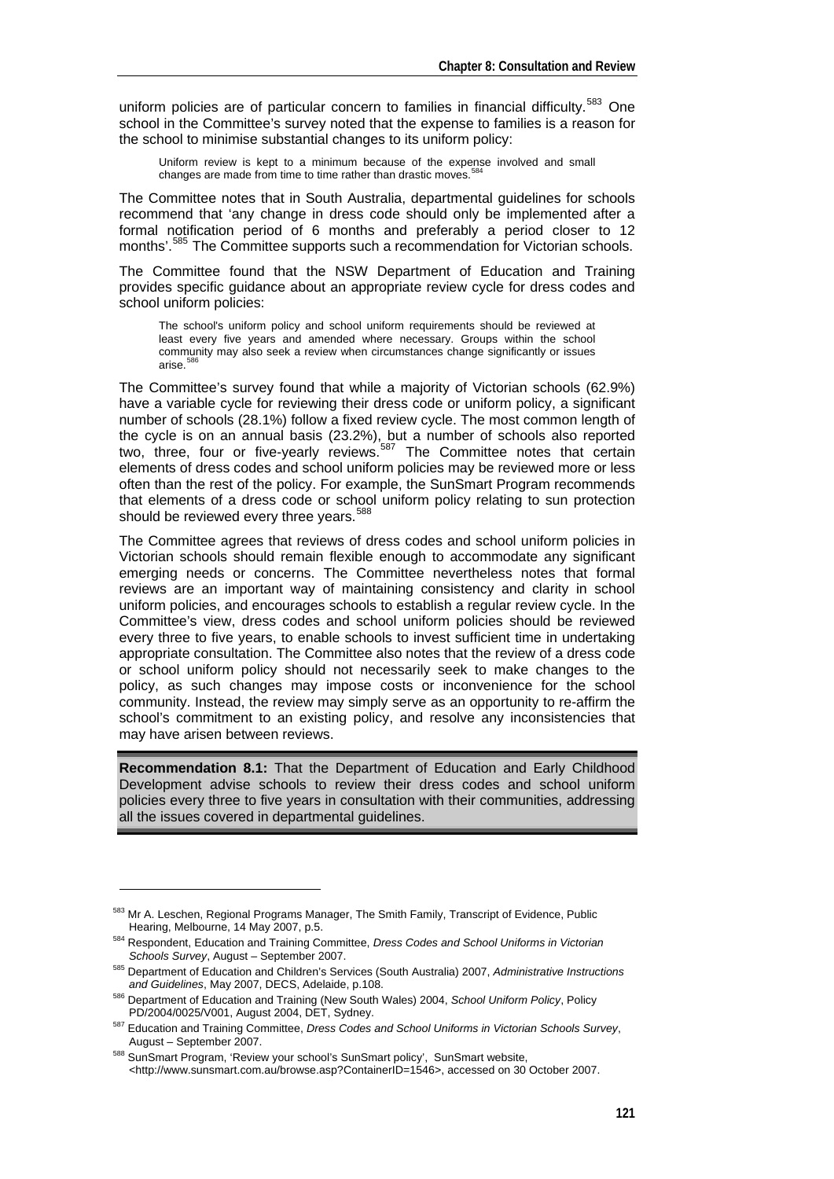uniform policies are of particular concern to families in financial difficulty.[583] One school in the Committee's survey noted that the expense to families is a reason for the school to minimise substantial changes to its uniform policy:

> Uniform review is kept to a minimum because of the expense involved and small changes are made from time to time rather than drastic moves.[584]

The Committee notes that in South Australia, departmental guidelines for schools recommend that 'any change in dress code should only be implemented after a formal notification period of 6 months and preferably a period closer to 12 months'.[585] The Committee supports such a recommendation for Victorian schools.

The Committee found that the NSW Department of Education and Training provides specific guidance about an appropriate review cycle for dress codes and school uniform policies:

> The school's uniform policy and school uniform requirements should be reviewed at least every five years and amended where necessary. Groups within the school community may also seek a review when circumstances change significantly or issues arise.[586]

The Committee's survey found that while a majority of Victorian schools (62.9%) have a variable cycle for reviewing their dress code or uniform policy, a significant number of schools (28.1%) follow a fixed review cycle. The most common length of the cycle is on an annual basis (23.2%), but a number of schools also reported two, three, four or five-yearly reviews.[587] The Committee notes that certain elements of dress codes and school uniform policies may be reviewed more or less often than the rest of the policy. For example, the SunSmart Program recommends that elements of a dress code or school uniform policy relating to sun protection should be reviewed every three years.[588]

The Committee agrees that reviews of dress codes and school uniform policies in Victorian schools should remain flexible enough to accommodate any significant emerging needs or concerns. The Committee nevertheless notes that formal reviews are an important way of maintaining consistency and clarity in school uniform policies, and encourages schools to establish a regular review cycle. In the Committee's view, dress codes and school uniform policies should be reviewed every three to five years, to enable schools to invest sufficient time in undertaking appropriate consultation. The Committee also notes that the review of a dress code or school uniform policy should not necessarily seek to make changes to the policy, as such changes may impose costs or inconvenience for the school community. Instead, the review may simply serve as an opportunity to re-affirm the school's commitment to an existing policy, and resolve any inconsistencies that may have arisen between reviews.

**Recommendation 8.1:** That the Department of Education and Early Childhood Development advise schools to review their dress codes and school uniform policies every three to five years in consultation with their communities, addressing all the issues covered in departmental guidelines.

---

[583] Mr A. Leschen, Regional Programs Manager, The Smith Family, Transcript of Evidence, Public Hearing, Melbourne, 14 May 2007, p.5.

[584] Respondent, Education and Training Committee, *Dress Codes and School Uniforms in Victorian Schools Survey*, August – September 2007.

[585] Department of Education and Children's Services (South Australia) 2007, *Administrative Instructions and Guidelines*, May 2007, DECS, Adelaide, p.108.

[586] Department of Education and Training (New South Wales) 2004, *School Uniform Policy*, Policy PD/2004/0025/V001, August 2004, DET, Sydney.

[587] Education and Training Committee, *Dress Codes and School Uniforms in Victorian Schools Survey*, August – September 2007.

[588] SunSmart Program, 'Review your school's SunSmart policy', SunSmart website, <http://www.sunsmart.com.au/browse.asp?ContainerID=1546>, accessed on 30 October 2007.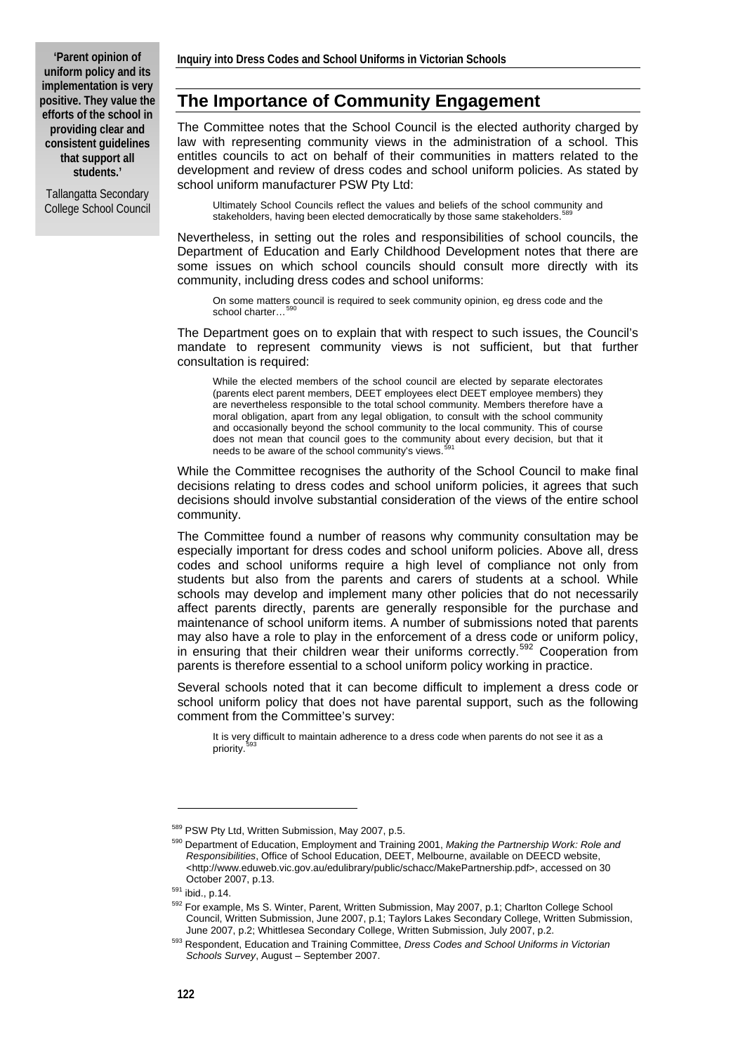**'Parent opinion of uniform policy and its implementation is very positive. They value the efforts of the school in providing clear and consistent guidelines that support all students.'**

Tallangatta Secondary College School Council

## The Importance of Community Engagement

The Committee notes that the School Council is the elected authority charged by law with representing community views in the administration of a school. This entitles councils to act on behalf of their communities in matters related to the development and review of dress codes and school uniform policies. As stated by school uniform manufacturer PSW Pty Ltd:

> Ultimately School Councils reflect the values and beliefs of the school community and stakeholders, having been elected democratically by those same stakeholders.[589]

Nevertheless, in setting out the roles and responsibilities of school councils, the Department of Education and Early Childhood Development notes that there are some issues on which school councils should consult more directly with its community, including dress codes and school uniforms:

> On some matters council is required to seek community opinion, eg dress code and the school charter…[590]

The Department goes on to explain that with respect to such issues, the Council's mandate to represent community views is not sufficient, but that further consultation is required:

> While the elected members of the school council are elected by separate electorates (parents elect parent members, DEET employees elect DEET employee members) they are nevertheless responsible to the total school community. Members therefore have a moral obligation, apart from any legal obligation, to consult with the school community and occasionally beyond the school community to the local community. This of course does not mean that council goes to the community about every decision, but that it needs to be aware of the school community's views.[591]

While the Committee recognises the authority of the School Council to make final decisions relating to dress codes and school uniform policies, it agrees that such decisions should involve substantial consideration of the views of the entire school community.

The Committee found a number of reasons why community consultation may be especially important for dress codes and school uniform policies. Above all, dress codes and school uniforms require a high level of compliance not only from students but also from the parents and carers of students at a school. While schools may develop and implement many other policies that do not necessarily affect parents directly, parents are generally responsible for the purchase and maintenance of school uniform items. A number of submissions noted that parents may also have a role to play in the enforcement of a dress code or uniform policy, in ensuring that their children wear their uniforms correctly.[592] Cooperation from parents is therefore essential to a school uniform policy working in practice.

Several schools noted that it can become difficult to implement a dress code or school uniform policy that does not have parental support, such as the following comment from the Committee's survey:

> It is very difficult to maintain adherence to a dress code when parents do not see it as a priority.[593]

---

[589] PSW Pty Ltd, Written Submission, May 2007, p.5.

[590] Department of Education, Employment and Training 2001, *Making the Partnership Work: Role and Responsibilities*, Office of School Education, DEET, Melbourne, available on DEECD website, <http://www.eduweb.vic.gov.au/edulibrary/public/schacc/MakePartnership.pdf>, accessed on 30 October 2007, p.13.

[591] ibid., p.14.

[592] For example, Ms S. Winter, Parent, Written Submission, May 2007, p.1; Charlton College School Council, Written Submission, June 2007, p.1; Taylors Lakes Secondary College, Written Submission, June 2007, p.2; Whittlesea Secondary College, Written Submission, July 2007, p.2.

[593] Respondent, Education and Training Committee, *Dress Codes and School Uniforms in Victorian Schools Survey*, August – September 2007.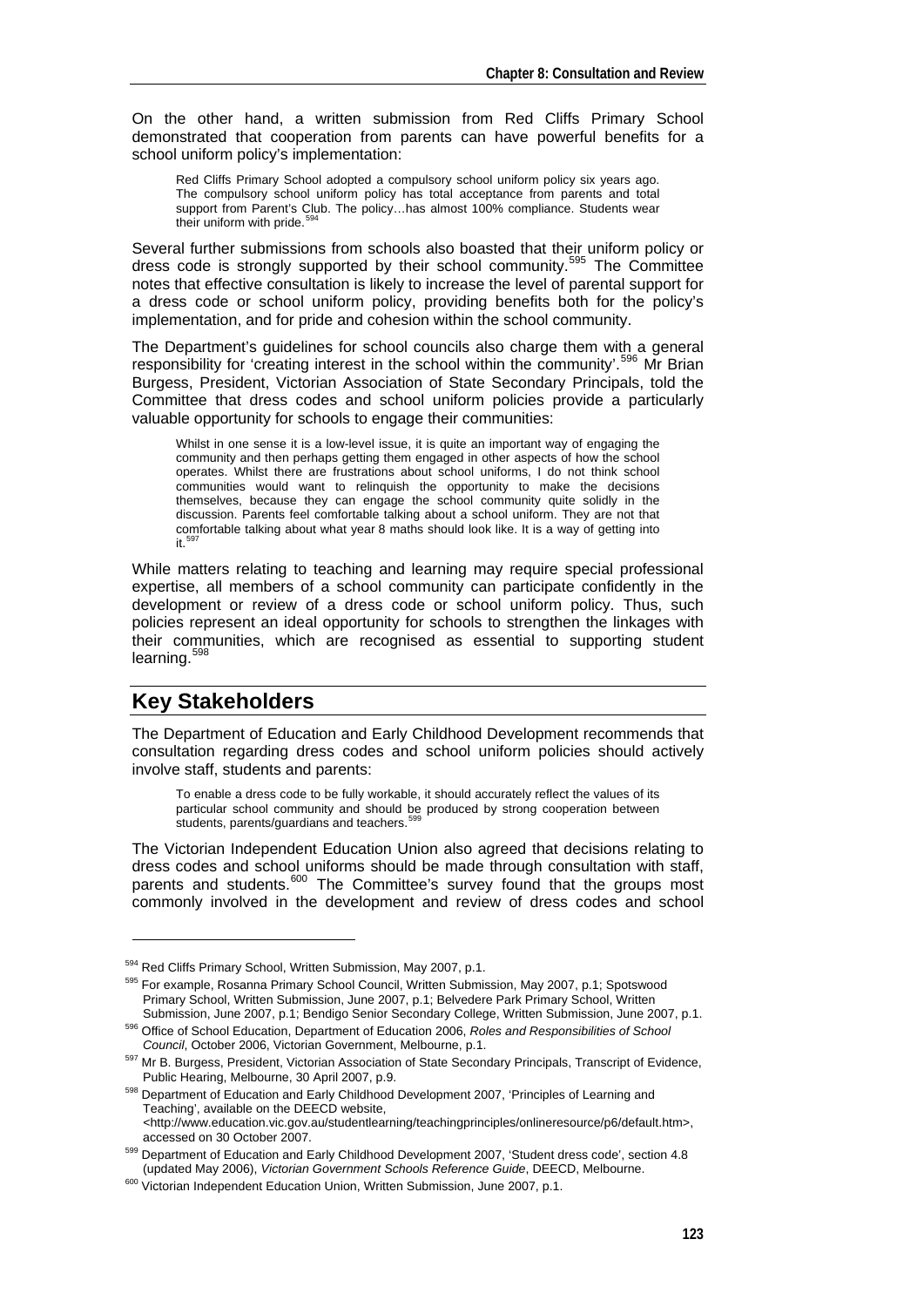On the other hand, a written submission from Red Cliffs Primary School demonstrated that cooperation from parents can have powerful benefits for a school uniform policy's implementation:

> Red Cliffs Primary School adopted a compulsory school uniform policy six years ago. The compulsory school uniform policy has total acceptance from parents and total support from Parent's Club. The policy…has almost 100% compliance. Students wear their uniform with pride.[594]

Several further submissions from schools also boasted that their uniform policy or dress code is strongly supported by their school community.[595] The Committee notes that effective consultation is likely to increase the level of parental support for a dress code or school uniform policy, providing benefits both for the policy's implementation, and for pride and cohesion within the school community.

The Department's guidelines for school councils also charge them with a general responsibility for 'creating interest in the school within the community'.[596] Mr Brian Burgess, President, Victorian Association of State Secondary Principals, told the Committee that dress codes and school uniform policies provide a particularly valuable opportunity for schools to engage their communities:

> Whilst in one sense it is a low-level issue, it is quite an important way of engaging the community and then perhaps getting them engaged in other aspects of how the school operates. Whilst there are frustrations about school uniforms, I do not think school communities would want to relinquish the opportunity to make the decisions themselves, because they can engage the school community quite solidly in the discussion. Parents feel comfortable talking about a school uniform. They are not that comfortable talking about what year 8 maths should look like. It is a way of getting into it.[597]

While matters relating to teaching and learning may require special professional expertise, all members of a school community can participate confidently in the development or review of a dress code or school uniform policy. Thus, such policies represent an ideal opportunity for schools to strengthen the linkages with their communities, which are recognised as essential to supporting student learning.[598]

## Key Stakeholders

The Department of Education and Early Childhood Development recommends that consultation regarding dress codes and school uniform policies should actively involve staff, students and parents:

> To enable a dress code to be fully workable, it should accurately reflect the values of its particular school community and should be produced by strong cooperation between students, parents/guardians and teachers.[599]

The Victorian Independent Education Union also agreed that decisions relating to dress codes and school uniforms should be made through consultation with staff, parents and students.[600] The Committee's survey found that the groups most commonly involved in the development and review of dress codes and school

---

[594] Red Cliffs Primary School, Written Submission, May 2007, p.1.

[595] For example, Rosanna Primary School Council, Written Submission, May 2007, p.1; Spotswood Primary School, Written Submission, June 2007, p.1; Belvedere Park Primary School, Written Submission, June 2007, p.1; Bendigo Senior Secondary College, Written Submission, June 2007, p.1.

[596] Office of School Education, Department of Education 2006, *Roles and Responsibilities of School Council*, October 2006, Victorian Government, Melbourne, p.1.

[597] Mr B. Burgess, President, Victorian Association of State Secondary Principals, Transcript of Evidence, Public Hearing, Melbourne, 30 April 2007, p.9.

[598] Department of Education and Early Childhood Development 2007, 'Principles of Learning and Teaching', available on the DEECD website, <http://www.education.vic.gov.au/studentlearning/teachingprinciples/onlineresource/p6/default.htm>, accessed on 30 October 2007.

[599] Department of Education and Early Childhood Development 2007, 'Student dress code', section 4.8 (updated May 2006), *Victorian Government Schools Reference Guide*, DEECD, Melbourne.

[600] Victorian Independent Education Union, Written Submission, June 2007, p.1.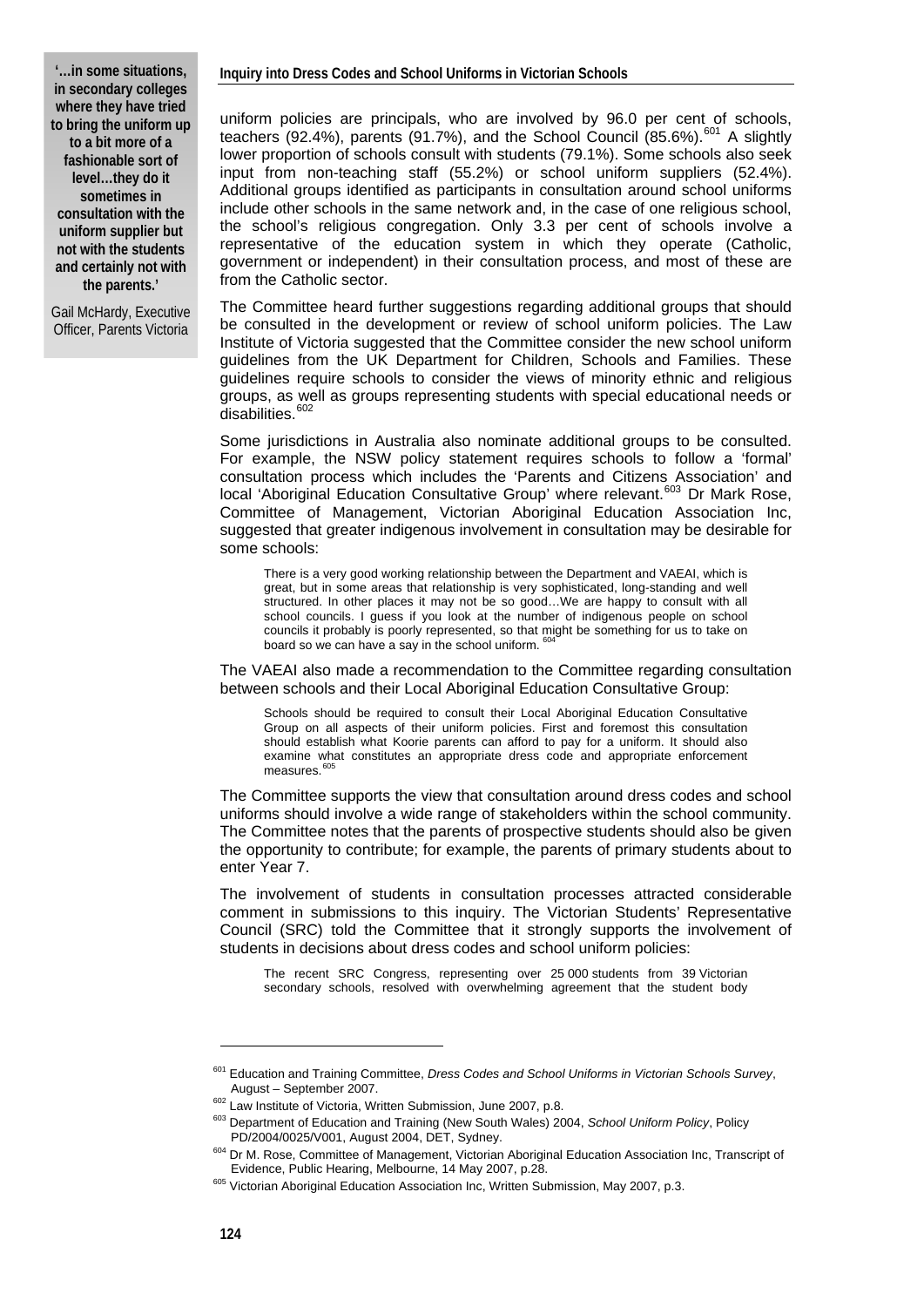> **'…in some situations, in secondary colleges where they have tried to bring the uniform up to a bit more of a fashionable sort of level…they do it sometimes in consultation with the uniform supplier but not with the students and certainly not with the parents.'**
>
> Gail McHardy, Executive Officer, Parents Victoria

uniform policies are principals, who are involved by 96.0 per cent of schools, teachers (92.4%), parents (91.7%), and the School Council (85.6%).[601] A slightly lower proportion of schools consult with students (79.1%). Some schools also seek input from non-teaching staff (55.2%) or school uniform suppliers (52.4%). Additional groups identified as participants in consultation around school uniforms include other schools in the same network and, in the case of one religious school, the school's religious congregation. Only 3.3 per cent of schools involve a representative of the education system in which they operate (Catholic, government or independent) in their consultation process, and most of these are from the Catholic sector.

The Committee heard further suggestions regarding additional groups that should be consulted in the development or review of school uniform policies. The Law Institute of Victoria suggested that the Committee consider the new school uniform guidelines from the UK Department for Children, Schools and Families. These guidelines require schools to consider the views of minority ethnic and religious groups, as well as groups representing students with special educational needs or disabilities.[602]

Some jurisdictions in Australia also nominate additional groups to be consulted. For example, the NSW policy statement requires schools to follow a 'formal' consultation process which includes the 'Parents and Citizens Association' and local 'Aboriginal Education Consultative Group' where relevant.[603] Dr Mark Rose, Committee of Management, Victorian Aboriginal Education Association Inc, suggested that greater indigenous involvement in consultation may be desirable for some schools:

> There is a very good working relationship between the Department and VAEAI, which is great, but in some areas that relationship is very sophisticated, long-standing and well structured. In other places it may not be so good…We are happy to consult with all school councils. I guess if you look at the number of indigenous people on school councils it probably is poorly represented, so that might be something for us to take on board so we can have a say in the school uniform.[604]

The VAEAI also made a recommendation to the Committee regarding consultation between schools and their Local Aboriginal Education Consultative Group:

> Schools should be required to consult their Local Aboriginal Education Consultative Group on all aspects of their uniform policies. First and foremost this consultation should establish what Koorie parents can afford to pay for a uniform. It should also examine what constitutes an appropriate dress code and appropriate enforcement measures.[605]

The Committee supports the view that consultation around dress codes and school uniforms should involve a wide range of stakeholders within the school community. The Committee notes that the parents of prospective students should also be given the opportunity to contribute; for example, the parents of primary students about to enter Year 7.

The involvement of students in consultation processes attracted considerable comment in submissions to this inquiry. The Victorian Students' Representative Council (SRC) told the Committee that it strongly supports the involvement of students in decisions about dress codes and school uniform policies:

> The recent SRC Congress, representing over 25 000 students from 39 Victorian secondary schools, resolved with overwhelming agreement that the student body

---

[601] Education and Training Committee, *Dress Codes and School Uniforms in Victorian Schools Survey*, August – September 2007.

[602] Law Institute of Victoria, Written Submission, June 2007, p.8.

[603] Department of Education and Training (New South Wales) 2004, *School Uniform Policy*, Policy PD/2004/0025/V001, August 2004, DET, Sydney.

[604] Dr M. Rose, Committee of Management, Victorian Aboriginal Education Association Inc, Transcript of Evidence, Public Hearing, Melbourne, 14 May 2007, p.28.

[605] Victorian Aboriginal Education Association Inc, Written Submission, May 2007, p.3.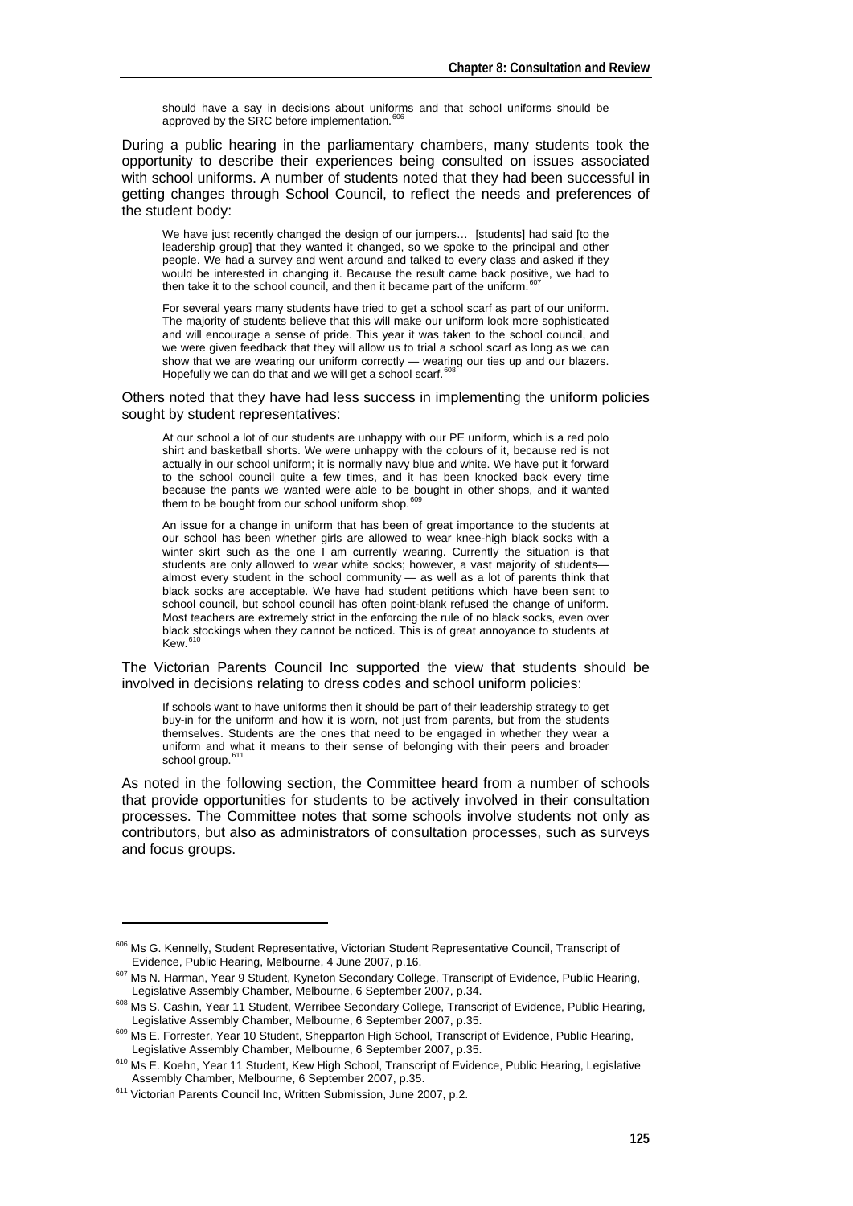should have a say in decisions about uniforms and that school uniforms should be approved by the SRC before implementation.[606]

During a public hearing in the parliamentary chambers, many students took the opportunity to describe their experiences being consulted on issues associated with school uniforms. A number of students noted that they had been successful in getting changes through School Council, to reflect the needs and preferences of the student body:

> We have just recently changed the design of our jumpers… [students] had said [to the leadership group] that they wanted it changed, so we spoke to the principal and other people. We had a survey and went around and talked to every class and asked if they would be interested in changing it. Because the result came back positive, we had to then take it to the school council, and then it became part of the uniform.[607]

> For several years many students have tried to get a school scarf as part of our uniform. The majority of students believe that this will make our uniform look more sophisticated and will encourage a sense of pride. This year it was taken to the school council, and we were given feedback that they will allow us to trial a school scarf as long as we can show that we are wearing our uniform correctly — wearing our ties up and our blazers. Hopefully we can do that and we will get a school scarf.[608]

Others noted that they have had less success in implementing the uniform policies sought by student representatives:

> At our school a lot of our students are unhappy with our PE uniform, which is a red polo shirt and basketball shorts. We were unhappy with the colours of it, because red is not actually in our school uniform; it is normally navy blue and white. We have put it forward to the school council quite a few times, and it has been knocked back every time because the pants we wanted were able to be bought in other shops, and it wanted them to be bought from our school uniform shop.[609]

> An issue for a change in uniform that has been of great importance to the students at our school has been whether girls are allowed to wear knee-high black socks with a winter skirt such as the one I am currently wearing. Currently the situation is that students are only allowed to wear white socks; however, a vast majority of students— almost every student in the school community — as well as a lot of parents think that black socks are acceptable. We have had student petitions which have been sent to school council, but school council has often point-blank refused the change of uniform. Most teachers are extremely strict in the enforcing the rule of no black socks, even over black stockings when they cannot be noticed. This is of great annoyance to students at Kew.[610]

The Victorian Parents Council Inc supported the view that students should be involved in decisions relating to dress codes and school uniform policies:

> If schools want to have uniforms then it should be part of their leadership strategy to get buy-in for the uniform and how it is worn, not just from parents, but from the students themselves. Students are the ones that need to be engaged in whether they wear a uniform and what it means to their sense of belonging with their peers and broader school group.[611]

As noted in the following section, the Committee heard from a number of schools that provide opportunities for students to be actively involved in their consultation processes. The Committee notes that some schools involve students not only as contributors, but also as administrators of consultation processes, such as surveys and focus groups.

---

[606] Ms G. Kennelly, Student Representative, Victorian Student Representative Council, Transcript of Evidence, Public Hearing, Melbourne, 4 June 2007, p.16.

[607] Ms N. Harman, Year 9 Student, Kyneton Secondary College, Transcript of Evidence, Public Hearing, Legislative Assembly Chamber, Melbourne, 6 September 2007, p.34.

[608] Ms S. Cashin, Year 11 Student, Werribee Secondary College, Transcript of Evidence, Public Hearing, Legislative Assembly Chamber, Melbourne, 6 September 2007, p.35.

[609] Ms E. Forrester, Year 10 Student, Shepparton High School, Transcript of Evidence, Public Hearing, Legislative Assembly Chamber, Melbourne, 6 September 2007, p.35.

[610] Ms E. Koehn, Year 11 Student, Kew High School, Transcript of Evidence, Public Hearing, Legislative Assembly Chamber, Melbourne, 6 September 2007, p.35.

[611] Victorian Parents Council Inc, Written Submission, June 2007, p.2.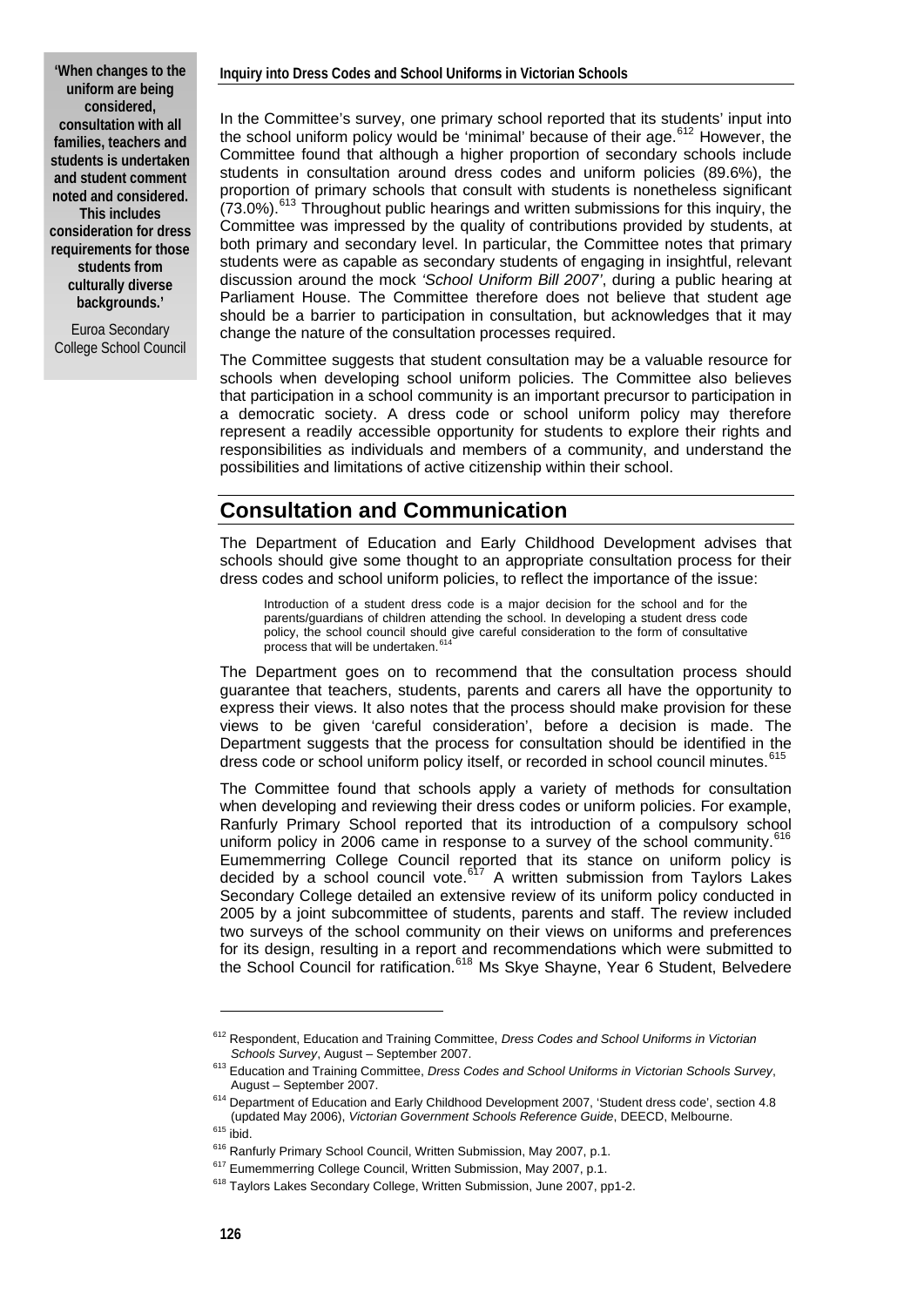> **'When changes to the uniform are being considered, consultation with all families, teachers and students is undertaken and student comment noted and considered. This includes consideration for dress requirements for those students from culturally diverse backgrounds.'**
>
> Euroa Secondary College School Council

In the Committee's survey, one primary school reported that its students' input into the school uniform policy would be 'minimal' because of their age.[612] However, the Committee found that although a higher proportion of secondary schools include students in consultation around dress codes and uniform policies (89.6%), the proportion of primary schools that consult with students is nonetheless significant (73.0%).[613] Throughout public hearings and written submissions for this inquiry, the Committee was impressed by the quality of contributions provided by students, at both primary and secondary level. In particular, the Committee notes that primary students were as capable as secondary students of engaging in insightful, relevant discussion around the mock *'School Uniform Bill 2007'*, during a public hearing at Parliament House. The Committee therefore does not believe that student age should be a barrier to participation in consultation, but acknowledges that it may change the nature of the consultation processes required.

The Committee suggests that student consultation may be a valuable resource for schools when developing school uniform policies. The Committee also believes that participation in a school community is an important precursor to participation in a democratic society. A dress code or school uniform policy may therefore represent a readily accessible opportunity for students to explore their rights and responsibilities as individuals and members of a community, and understand the possibilities and limitations of active citizenship within their school.

## Consultation and Communication

The Department of Education and Early Childhood Development advises that schools should give some thought to an appropriate consultation process for their dress codes and school uniform policies, to reflect the importance of the issue:

> Introduction of a student dress code is a major decision for the school and for the parents/guardians of children attending the school. In developing a student dress code policy, the school council should give careful consideration to the form of consultative process that will be undertaken.[614]

The Department goes on to recommend that the consultation process should guarantee that teachers, students, parents and carers all have the opportunity to express their views. It also notes that the process should make provision for these views to be given 'careful consideration', before a decision is made. The Department suggests that the process for consultation should be identified in the dress code or school uniform policy itself, or recorded in school council minutes.[615]

The Committee found that schools apply a variety of methods for consultation when developing and reviewing their dress codes or uniform policies. For example, Ranfurly Primary School reported that its introduction of a compulsory school uniform policy in 2006 came in response to a survey of the school community.[616] Eumemmerring College Council reported that its stance on uniform policy is decided by a school council vote.[617] A written submission from Taylors Lakes Secondary College detailed an extensive review of its uniform policy conducted in 2005 by a joint subcommittee of students, parents and staff. The review included two surveys of the school community on their views on uniforms and preferences for its design, resulting in a report and recommendations which were submitted to the School Council for ratification.[618] Ms Skye Shayne, Year 6 Student, Belvedere

---

[612] Respondent, Education and Training Committee, *Dress Codes and School Uniforms in Victorian Schools Survey*, August – September 2007.

[613] Education and Training Committee, *Dress Codes and School Uniforms in Victorian Schools Survey*, August – September 2007.

[614] Department of Education and Early Childhood Development 2007, 'Student dress code', section 4.8 (updated May 2006), *Victorian Government Schools Reference Guide*, DEECD, Melbourne.

[615] ibid.

[616] Ranfurly Primary School Council, Written Submission, May 2007, p.1.

[617] Eumemmerring College Council, Written Submission, May 2007, p.1.

[618] Taylors Lakes Secondary College, Written Submission, June 2007, pp1-2.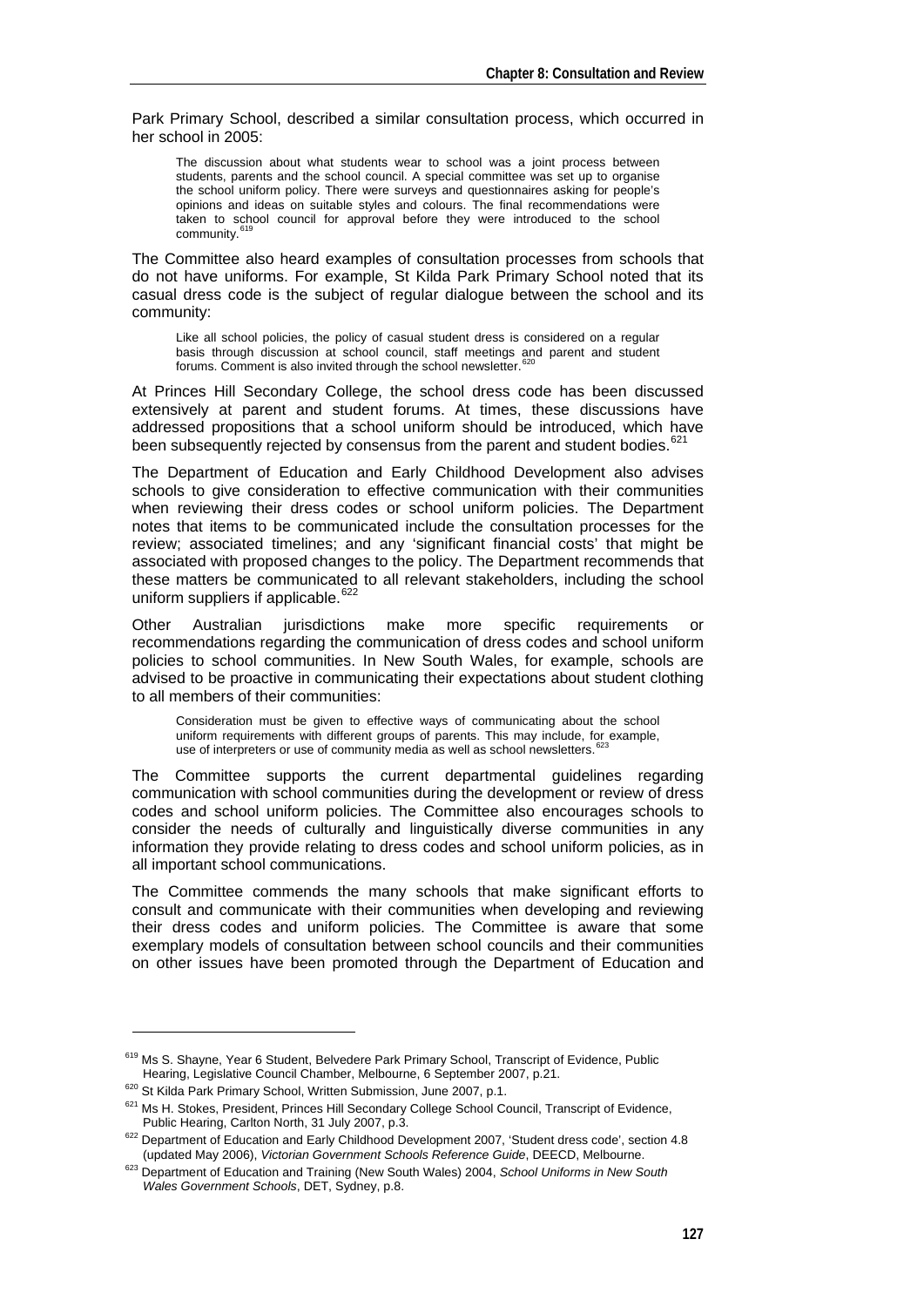Park Primary School, described a similar consultation process, which occurred in her school in 2005:

> The discussion about what students wear to school was a joint process between students, parents and the school council. A special committee was set up to organise the school uniform policy. There were surveys and questionnaires asking for people's opinions and ideas on suitable styles and colours. The final recommendations were taken to school council for approval before they were introduced to the school community.[619]

The Committee also heard examples of consultation processes from schools that do not have uniforms. For example, St Kilda Park Primary School noted that its casual dress code is the subject of regular dialogue between the school and its community:

> Like all school policies, the policy of casual student dress is considered on a regular basis through discussion at school council, staff meetings and parent and student forums. Comment is also invited through the school newsletter.[620]

At Princes Hill Secondary College, the school dress code has been discussed extensively at parent and student forums. At times, these discussions have addressed propositions that a school uniform should be introduced, which have been subsequently rejected by consensus from the parent and student bodies.[621]

The Department of Education and Early Childhood Development also advises schools to give consideration to effective communication with their communities when reviewing their dress codes or school uniform policies. The Department notes that items to be communicated include the consultation processes for the review; associated timelines; and any 'significant financial costs' that might be associated with proposed changes to the policy. The Department recommends that these matters be communicated to all relevant stakeholders, including the school uniform suppliers if applicable.[622]

Other Australian jurisdictions make more specific requirements or recommendations regarding the communication of dress codes and school uniform policies to school communities. In New South Wales, for example, schools are advised to be proactive in communicating their expectations about student clothing to all members of their communities:

> Consideration must be given to effective ways of communicating about the school uniform requirements with different groups of parents. This may include, for example, use of interpreters or use of community media as well as school newsletters.[623]

The Committee supports the current departmental guidelines regarding communication with school communities during the development or review of dress codes and school uniform policies. The Committee also encourages schools to consider the needs of culturally and linguistically diverse communities in any information they provide relating to dress codes and school uniform policies, as in all important school communications.

The Committee commends the many schools that make significant efforts to consult and communicate with their communities when developing and reviewing their dress codes and uniform policies. The Committee is aware that some exemplary models of consultation between school councils and their communities on other issues have been promoted through the Department of Education and

---

[619] Ms S. Shayne, Year 6 Student, Belvedere Park Primary School, Transcript of Evidence, Public Hearing, Legislative Council Chamber, Melbourne, 6 September 2007, p.21.

[620] St Kilda Park Primary School, Written Submission, June 2007, p.1.

[621] Ms H. Stokes, President, Princes Hill Secondary College School Council, Transcript of Evidence, Public Hearing, Carlton North, 31 July 2007, p.3.

[622] Department of Education and Early Childhood Development 2007, 'Student dress code', section 4.8 (updated May 2006), *Victorian Government Schools Reference Guide*, DEECD, Melbourne.

[623] Department of Education and Training (New South Wales) 2004, *School Uniforms in New South Wales Government Schools*, DET, Sydney, p.8.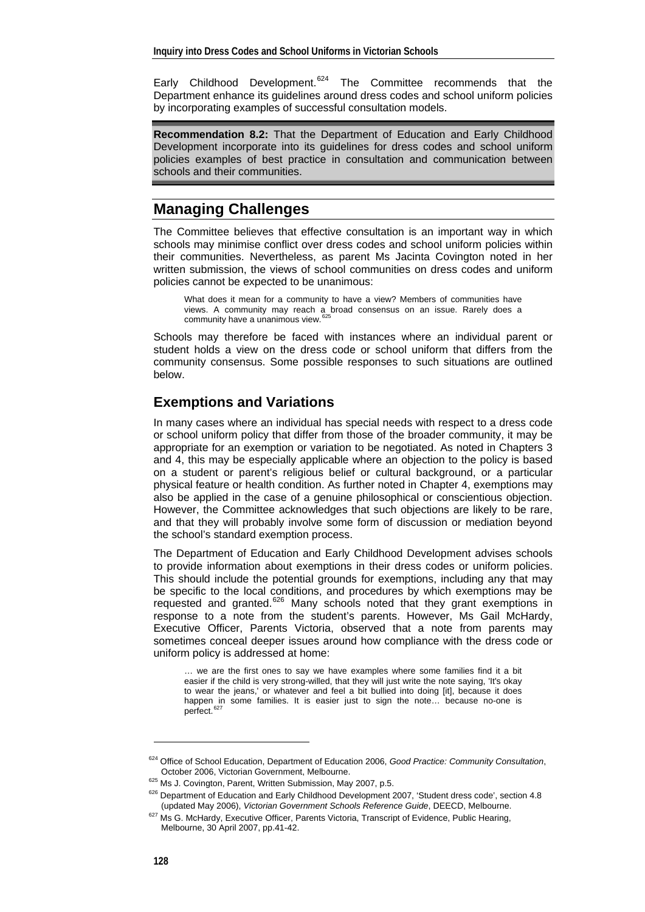Early Childhood Development.[624] The Committee recommends that the Department enhance its guidelines around dress codes and school uniform policies by incorporating examples of successful consultation models.

**Recommendation 8.2:** That the Department of Education and Early Childhood Development incorporate into its guidelines for dress codes and school uniform policies examples of best practice in consultation and communication between schools and their communities.

## Managing Challenges

The Committee believes that effective consultation is an important way in which schools may minimise conflict over dress codes and school uniform policies within their communities. Nevertheless, as parent Ms Jacinta Covington noted in her written submission, the views of school communities on dress codes and uniform policies cannot be expected to be unanimous:

> What does it mean for a community to have a view? Members of communities have views. A community may reach a broad consensus on an issue. Rarely does a community have a unanimous view.[625]

Schools may therefore be faced with instances where an individual parent or student holds a view on the dress code or school uniform that differs from the community consensus. Some possible responses to such situations are outlined below.

### Exemptions and Variations

In many cases where an individual has special needs with respect to a dress code or school uniform policy that differ from those of the broader community, it may be appropriate for an exemption or variation to be negotiated. As noted in Chapters 3 and 4, this may be especially applicable where an objection to the policy is based on a student or parent's religious belief or cultural background, or a particular physical feature or health condition. As further noted in Chapter 4, exemptions may also be applied in the case of a genuine philosophical or conscientious objection. However, the Committee acknowledges that such objections are likely to be rare, and that they will probably involve some form of discussion or mediation beyond the school's standard exemption process.

The Department of Education and Early Childhood Development advises schools to provide information about exemptions in their dress codes or uniform policies. This should include the potential grounds for exemptions, including any that may be specific to the local conditions, and procedures by which exemptions may be requested and granted.[626] Many schools noted that they grant exemptions in response to a note from the student's parents. However, Ms Gail McHardy, Executive Officer, Parents Victoria, observed that a note from parents may sometimes conceal deeper issues around how compliance with the dress code or uniform policy is addressed at home:

> … we are the first ones to say we have examples where some families find it a bit easier if the child is very strong-willed, that they will just write the note saying, 'It's okay to wear the jeans,' or whatever and feel a bit bullied into doing [it], because it does happen in some families. It is easier just to sign the note… because no-one is perfect.[627]

---

[624] Office of School Education, Department of Education 2006, *Good Practice: Community Consultation*, October 2006, Victorian Government, Melbourne.

[625] Ms J. Covington, Parent, Written Submission, May 2007, p.5.

[626] Department of Education and Early Childhood Development 2007, 'Student dress code', section 4.8 (updated May 2006), *Victorian Government Schools Reference Guide*, DEECD, Melbourne.

[627] Ms G. McHardy, Executive Officer, Parents Victoria, Transcript of Evidence, Public Hearing, Melbourne, 30 April 2007, pp.41-42.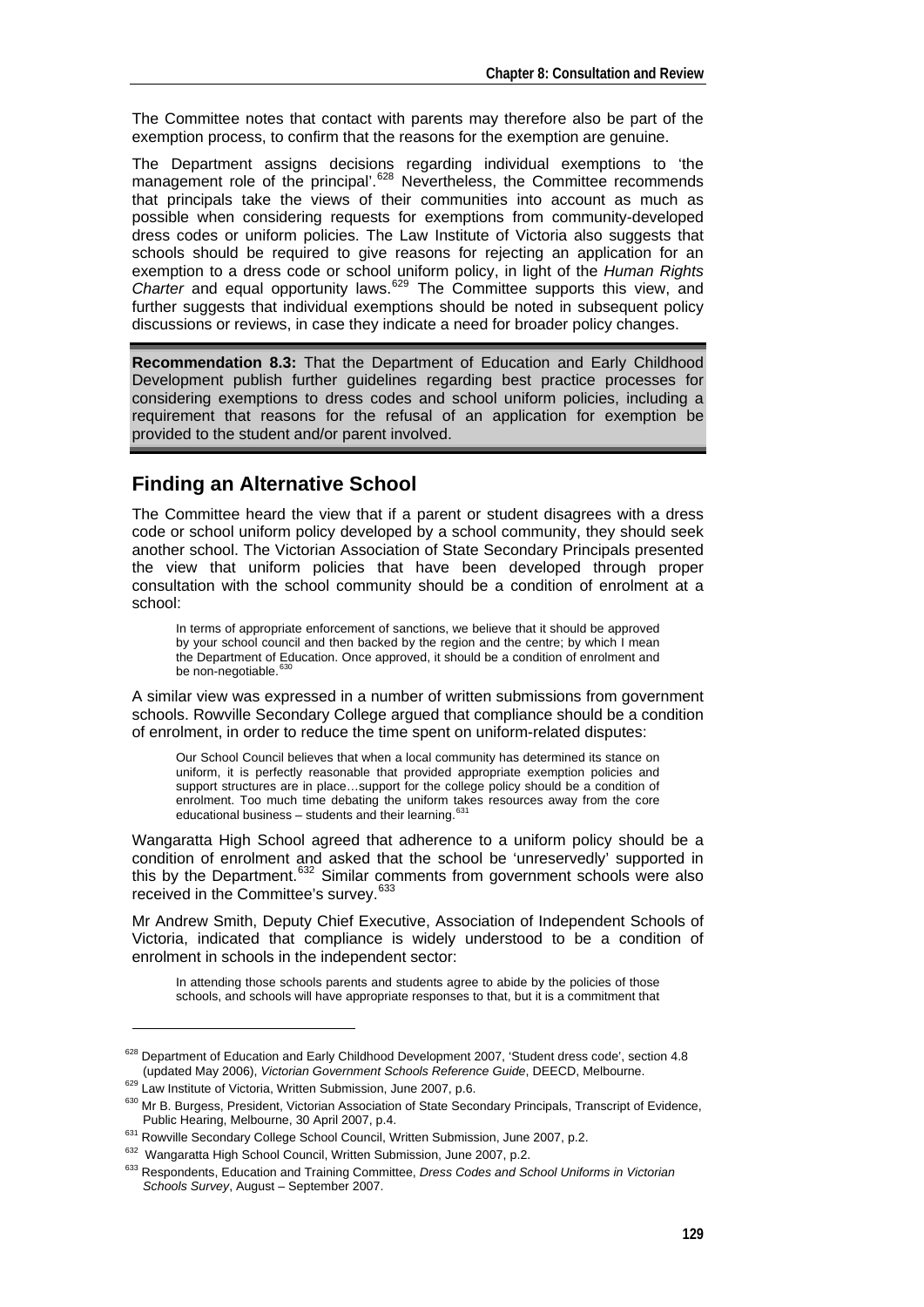The Committee notes that contact with parents may therefore also be part of the exemption process, to confirm that the reasons for the exemption are genuine.

The Department assigns decisions regarding individual exemptions to 'the management role of the principal'.[628] Nevertheless, the Committee recommends that principals take the views of their communities into account as much as possible when considering requests for exemptions from community-developed dress codes or uniform policies. The Law Institute of Victoria also suggests that schools should be required to give reasons for rejecting an application for an exemption to a dress code or school uniform policy, in light of the *Human Rights Charter* and equal opportunity laws.[629] The Committee supports this view, and further suggests that individual exemptions should be noted in subsequent policy discussions or reviews, in case they indicate a need for broader policy changes.

**Recommendation 8.3:** That the Department of Education and Early Childhood Development publish further guidelines regarding best practice processes for considering exemptions to dress codes and school uniform policies, including a requirement that reasons for the refusal of an application for exemption be provided to the student and/or parent involved.

## Finding an Alternative School

The Committee heard the view that if a parent or student disagrees with a dress code or school uniform policy developed by a school community, they should seek another school. The Victorian Association of State Secondary Principals presented the view that uniform policies that have been developed through proper consultation with the school community should be a condition of enrolment at a school:

> In terms of appropriate enforcement of sanctions, we believe that it should be approved by your school council and then backed by the region and the centre; by which I mean the Department of Education. Once approved, it should be a condition of enrolment and be non-negotiable.[630]

A similar view was expressed in a number of written submissions from government schools. Rowville Secondary College argued that compliance should be a condition of enrolment, in order to reduce the time spent on uniform-related disputes:

> Our School Council believes that when a local community has determined its stance on uniform, it is perfectly reasonable that provided appropriate exemption policies and support structures are in place…support for the college policy should be a condition of enrolment. Too much time debating the uniform takes resources away from the core educational business – students and their learning.[631]

Wangaratta High School agreed that adherence to a uniform policy should be a condition of enrolment and asked that the school be 'unreservedly' supported in this by the Department.[632] Similar comments from government schools were also received in the Committee's survey.[633]

Mr Andrew Smith, Deputy Chief Executive, Association of Independent Schools of Victoria, indicated that compliance is widely understood to be a condition of enrolment in schools in the independent sector:

> In attending those schools parents and students agree to abide by the policies of those schools, and schools will have appropriate responses to that, but it is a commitment that

---

[628] Department of Education and Early Childhood Development 2007, 'Student dress code', section 4.8 (updated May 2006), *Victorian Government Schools Reference Guide*, DEECD, Melbourne.

[629] Law Institute of Victoria, Written Submission, June 2007, p.6.

[630] Mr B. Burgess, President, Victorian Association of State Secondary Principals, Transcript of Evidence, Public Hearing, Melbourne, 30 April 2007, p.4.

[631] Rowville Secondary College School Council, Written Submission, June 2007, p.2.

[632] Wangaratta High School Council, Written Submission, June 2007, p.2.

[633] Respondents, Education and Training Committee, *Dress Codes and School Uniforms in Victorian Schools Survey*, August – September 2007.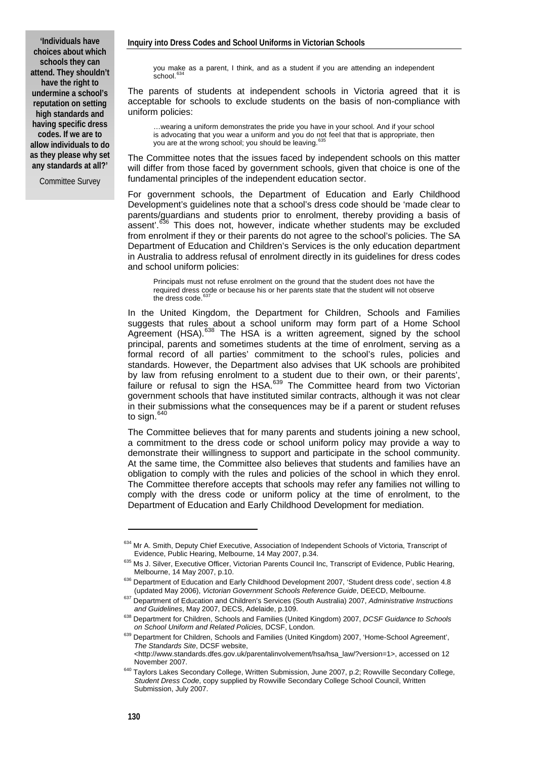**'Individuals have choices about which schools they can attend. They shouldn't have the right to undermine a school's reputation on setting high standards and having specific dress codes. If we are to allow individuals to do as they please why set any standards at all?'**

Committee Survey

> you make as a parent, I think, and as a student if you are attending an independent school.[634]

The parents of students at independent schools in Victoria agreed that it is acceptable for schools to exclude students on the basis of non-compliance with uniform policies:

> …wearing a uniform demonstrates the pride you have in your school. And if your school is advocating that you wear a uniform and you do not feel that that is appropriate, then you are at the wrong school; you should be leaving.[635]

The Committee notes that the issues faced by independent schools on this matter will differ from those faced by government schools, given that choice is one of the fundamental principles of the independent education sector.

For government schools, the Department of Education and Early Childhood Development's guidelines note that a school's dress code should be 'made clear to parents/guardians and students prior to enrolment, thereby providing a basis of assent'.[636] This does not, however, indicate whether students may be excluded from enrolment if they or their parents do not agree to the school's policies. The SA Department of Education and Children's Services is the only education department in Australia to address refusal of enrolment directly in its guidelines for dress codes and school uniform policies:

> Principals must not refuse enrolment on the ground that the student does not have the required dress code or because his or her parents state that the student will not observe the dress code.[637]

In the United Kingdom, the Department for Children, Schools and Families suggests that rules about a school uniform may form part of a Home School Agreement (HSA).[638] The HSA is a written agreement, signed by the school principal, parents and sometimes students at the time of enrolment, serving as a formal record of all parties' commitment to the school's rules, policies and standards. However, the Department also advises that UK schools are prohibited by law from refusing enrolment to a student due to their own, or their parents', failure or refusal to sign the HSA.[639] The Committee heard from two Victorian government schools that have instituted similar contracts, although it was not clear in their submissions what the consequences may be if a parent or student refuses to sign.[640]

The Committee believes that for many parents and students joining a new school, a commitment to the dress code or school uniform policy may provide a way to demonstrate their willingness to support and participate in the school community. At the same time, the Committee also believes that students and families have an obligation to comply with the rules and policies of the school in which they enrol. The Committee therefore accepts that schools may refer any families not willing to comply with the dress code or uniform policy at the time of enrolment, to the Department of Education and Early Childhood Development for mediation.

---

[634] Mr A. Smith, Deputy Chief Executive, Association of Independent Schools of Victoria, Transcript of Evidence, Public Hearing, Melbourne, 14 May 2007, p.34.

[635] Ms J. Silver, Executive Officer, Victorian Parents Council Inc, Transcript of Evidence, Public Hearing, Melbourne, 14 May 2007, p.10.

[636] Department of Education and Early Childhood Development 2007, 'Student dress code', section 4.8 (updated May 2006), *Victorian Government Schools Reference Guide*, DEECD, Melbourne.

[637] Department of Education and Children's Services (South Australia) 2007, *Administrative Instructions and Guidelines*, May 2007, DECS, Adelaide, p.109.

[638] Department for Children, Schools and Families (United Kingdom) 2007, *DCSF Guidance to Schools on School Uniform and Related Policies,* DCSF, London.

[639] Department for Children, Schools and Families (United Kingdom) 2007, 'Home-School Agreement', *The Standards Site*, DCSF website, <http://www.standards.dfes.gov.uk/parentalinvolvement/hsa/hsa_law/?version=1>, accessed on 12 November 2007.

[640] Taylors Lakes Secondary College, Written Submission, June 2007, p.2; Rowville Secondary College, *Student Dress Code*, copy supplied by Rowville Secondary College School Council, Written Submission, July 2007.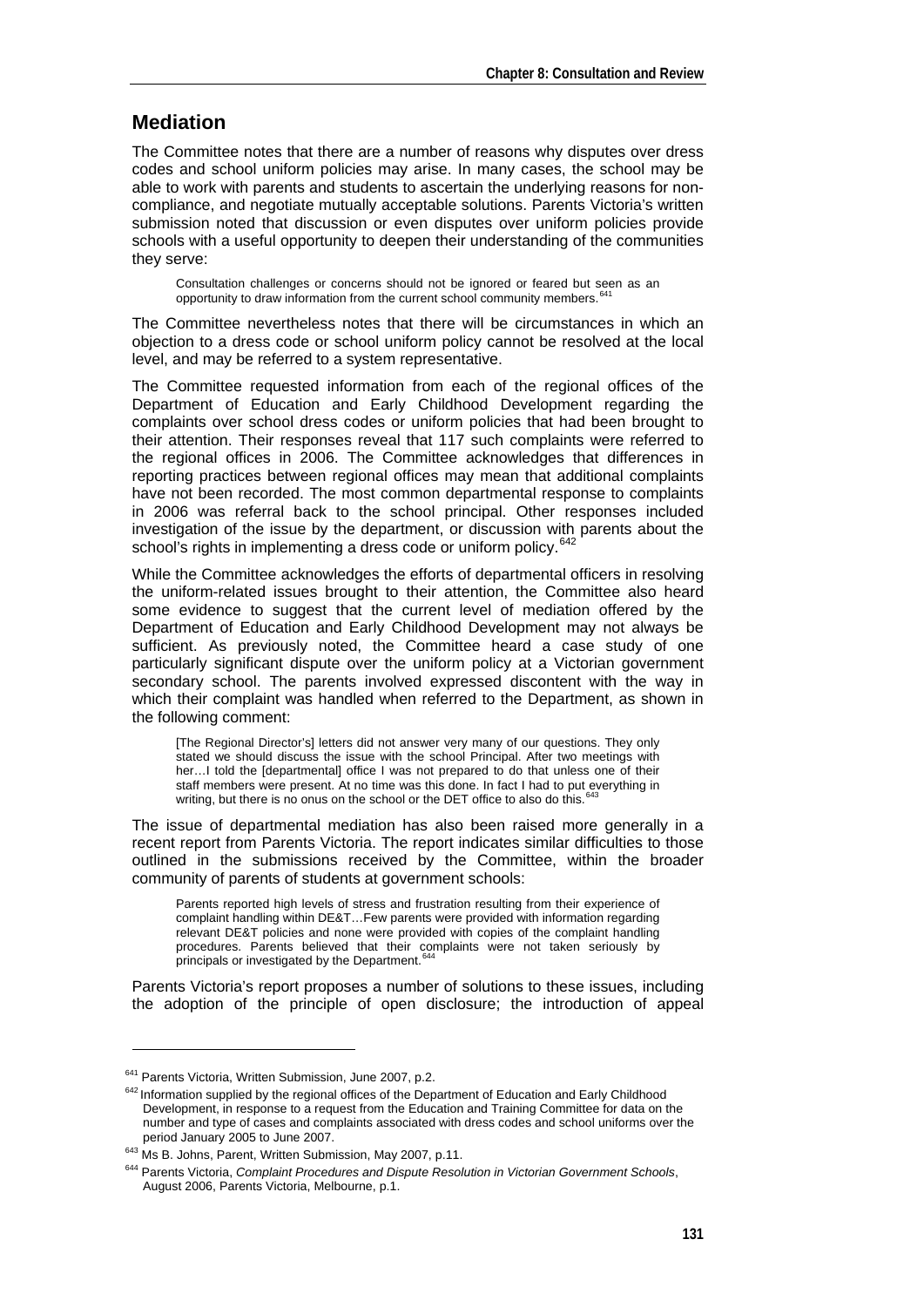## Mediation

The Committee notes that there are a number of reasons why disputes over dress codes and school uniform policies may arise. In many cases, the school may be able to work with parents and students to ascertain the underlying reasons for non-compliance, and negotiate mutually acceptable solutions. Parents Victoria's written submission noted that discussion or even disputes over uniform policies provide schools with a useful opportunity to deepen their understanding of the communities they serve:

> Consultation challenges or concerns should not be ignored or feared but seen as an opportunity to draw information from the current school community members.[641]

The Committee nevertheless notes that there will be circumstances in which an objection to a dress code or school uniform policy cannot be resolved at the local level, and may be referred to a system representative.

The Committee requested information from each of the regional offices of the Department of Education and Early Childhood Development regarding the complaints over school dress codes or uniform policies that had been brought to their attention. Their responses reveal that 117 such complaints were referred to the regional offices in 2006. The Committee acknowledges that differences in reporting practices between regional offices may mean that additional complaints have not been recorded. The most common departmental response to complaints in 2006 was referral back to the school principal. Other responses included investigation of the issue by the department, or discussion with parents about the school's rights in implementing a dress code or uniform policy.[642]

While the Committee acknowledges the efforts of departmental officers in resolving the uniform-related issues brought to their attention, the Committee also heard some evidence to suggest that the current level of mediation offered by the Department of Education and Early Childhood Development may not always be sufficient. As previously noted, the Committee heard a case study of one particularly significant dispute over the uniform policy at a Victorian government secondary school. The parents involved expressed discontent with the way in which their complaint was handled when referred to the Department, as shown in the following comment:

> [The Regional Director's] letters did not answer very many of our questions. They only stated we should discuss the issue with the school Principal. After two meetings with her…I told the [departmental] office I was not prepared to do that unless one of their staff members were present. At no time was this done. In fact I had to put everything in writing, but there is no onus on the school or the DET office to also do this.[643]

The issue of departmental mediation has also been raised more generally in a recent report from Parents Victoria. The report indicates similar difficulties to those outlined in the submissions received by the Committee, within the broader community of parents of students at government schools:

> Parents reported high levels of stress and frustration resulting from their experience of complaint handling within DE&T…Few parents were provided with information regarding relevant DE&T policies and none were provided with copies of the complaint handling procedures. Parents believed that their complaints were not taken seriously by principals or investigated by the Department.[644]

Parents Victoria's report proposes a number of solutions to these issues, including the adoption of the principle of open disclosure; the introduction of appeal

---

[641] Parents Victoria, Written Submission, June 2007, p.2.

[642] Information supplied by the regional offices of the Department of Education and Early Childhood Development, in response to a request from the Education and Training Committee for data on the number and type of cases and complaints associated with dress codes and school uniforms over the period January 2005 to June 2007.

[643] Ms B. Johns, Parent, Written Submission, May 2007, p.11.

[644] Parents Victoria, *Complaint Procedures and Dispute Resolution in Victorian Government Schools*, August 2006, Parents Victoria, Melbourne, p.1.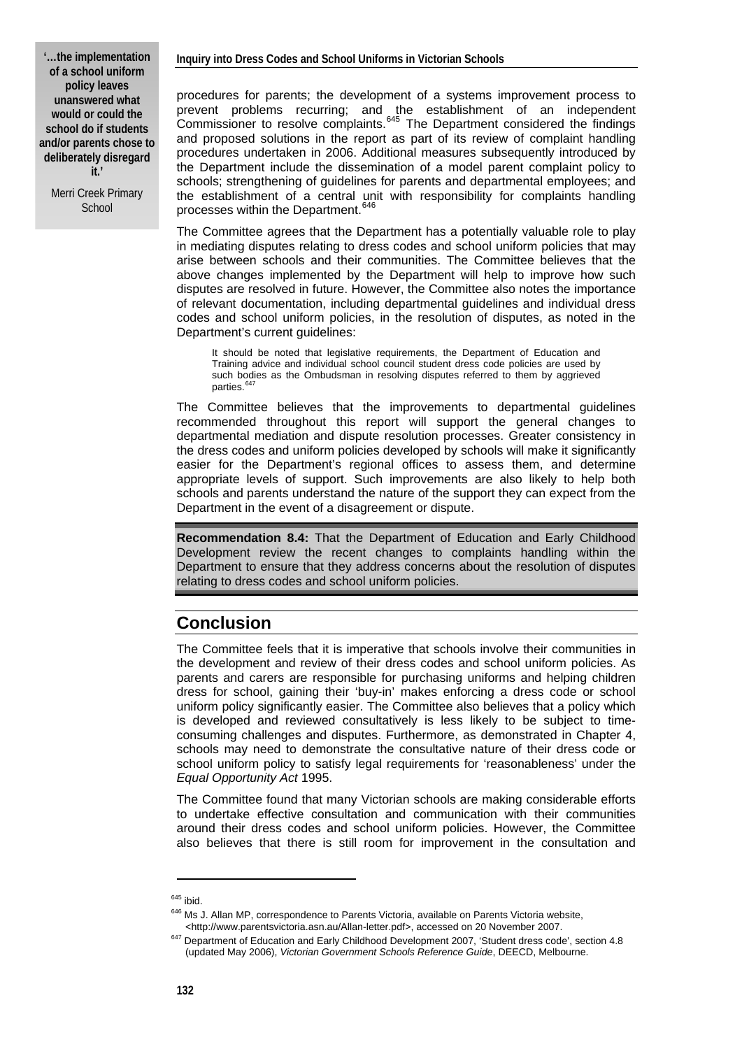> **'…the implementation of a school uniform policy leaves unanswered what would or could the school do if students and/or parents chose to deliberately disregard it.'**
>
> Merri Creek Primary School

procedures for parents; the development of a systems improvement process to prevent problems recurring; and the establishment of an independent Commissioner to resolve complaints.[645] The Department considered the findings and proposed solutions in the report as part of its review of complaint handling procedures undertaken in 2006. Additional measures subsequently introduced by the Department include the dissemination of a model parent complaint policy to schools; strengthening of guidelines for parents and departmental employees; and the establishment of a central unit with responsibility for complaints handling processes within the Department.[646]

The Committee agrees that the Department has a potentially valuable role to play in mediating disputes relating to dress codes and school uniform policies that may arise between schools and their communities. The Committee believes that the above changes implemented by the Department will help to improve how such disputes are resolved in future. However, the Committee also notes the importance of relevant documentation, including departmental guidelines and individual dress codes and school uniform policies, in the resolution of disputes, as noted in the Department's current guidelines:

> It should be noted that legislative requirements, the Department of Education and Training advice and individual school council student dress code policies are used by such bodies as the Ombudsman in resolving disputes referred to them by aggrieved parties.[647]

The Committee believes that the improvements to departmental guidelines recommended throughout this report will support the general changes to departmental mediation and dispute resolution processes. Greater consistency in the dress codes and uniform policies developed by schools will make it significantly easier for the Department's regional offices to assess them, and determine appropriate levels of support. Such improvements are also likely to help both schools and parents understand the nature of the support they can expect from the Department in the event of a disagreement or dispute.

**Recommendation 8.4:** That the Department of Education and Early Childhood Development review the recent changes to complaints handling within the Department to ensure that they address concerns about the resolution of disputes relating to dress codes and school uniform policies.

## Conclusion

The Committee feels that it is imperative that schools involve their communities in the development and review of their dress codes and school uniform policies. As parents and carers are responsible for purchasing uniforms and helping children dress for school, gaining their 'buy-in' makes enforcing a dress code or school uniform policy significantly easier. The Committee also believes that a policy which is developed and reviewed consultatively is less likely to be subject to time-consuming challenges and disputes. Furthermore, as demonstrated in Chapter 4, schools may need to demonstrate the consultative nature of their dress code or school uniform policy to satisfy legal requirements for 'reasonableness' under the *Equal Opportunity Act* 1995.

The Committee found that many Victorian schools are making considerable efforts to undertake effective consultation and communication with their communities around their dress codes and school uniform policies. However, the Committee also believes that there is still room for improvement in the consultation and

---

[645] ibid.

[646] Ms J. Allan MP, correspondence to Parents Victoria, available on Parents Victoria website, <http://www.parentsvictoria.asn.au/Allan-letter.pdf>, accessed on 20 November 2007.

[647] Department of Education and Early Childhood Development 2007, 'Student dress code', section 4.8 (updated May 2006), *Victorian Government Schools Reference Guide*, DEECD, Melbourne.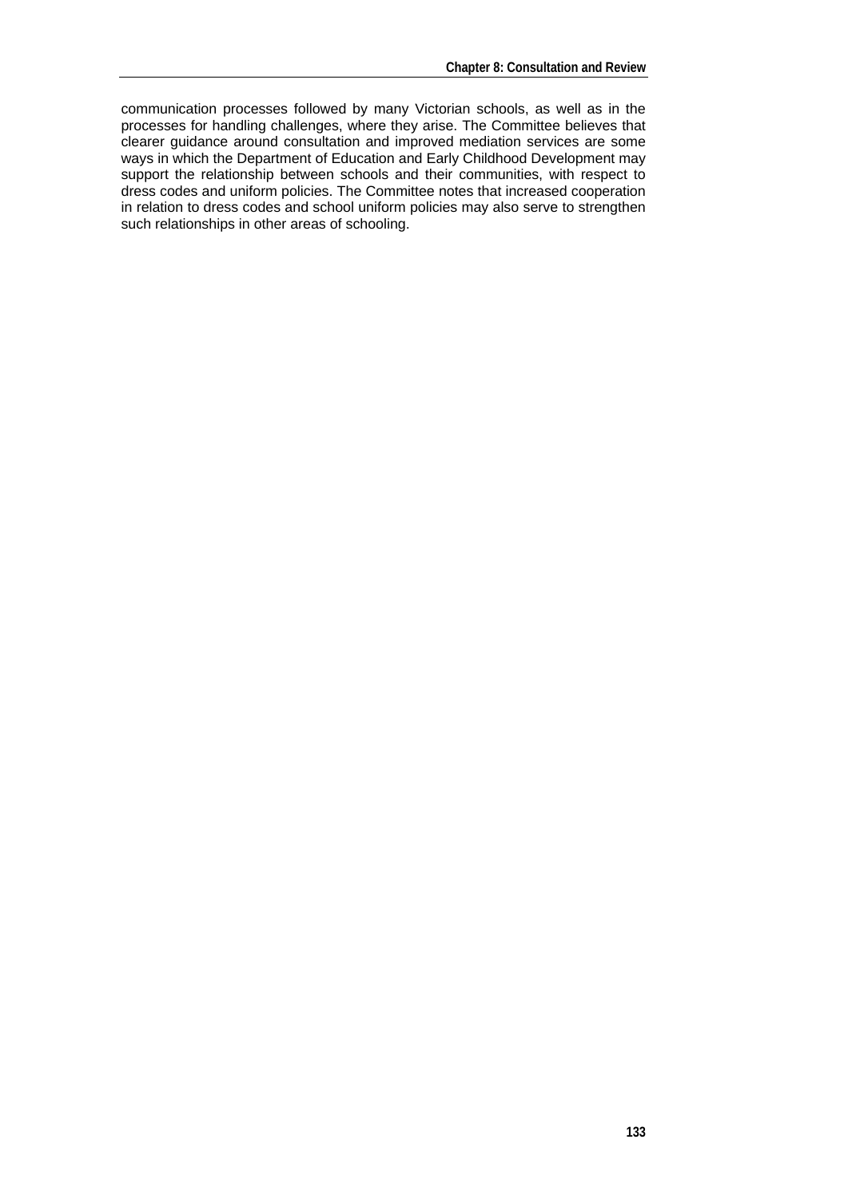communication processes followed by many Victorian schools, as well as in the processes for handling challenges, where they arise. The Committee believes that clearer guidance around consultation and improved mediation services are some ways in which the Department of Education and Early Childhood Development may support the relationship between schools and their communities, with respect to dress codes and uniform policies. The Committee notes that increased cooperation in relation to dress codes and school uniform policies may also serve to strengthen such relationships in other areas of schooling.